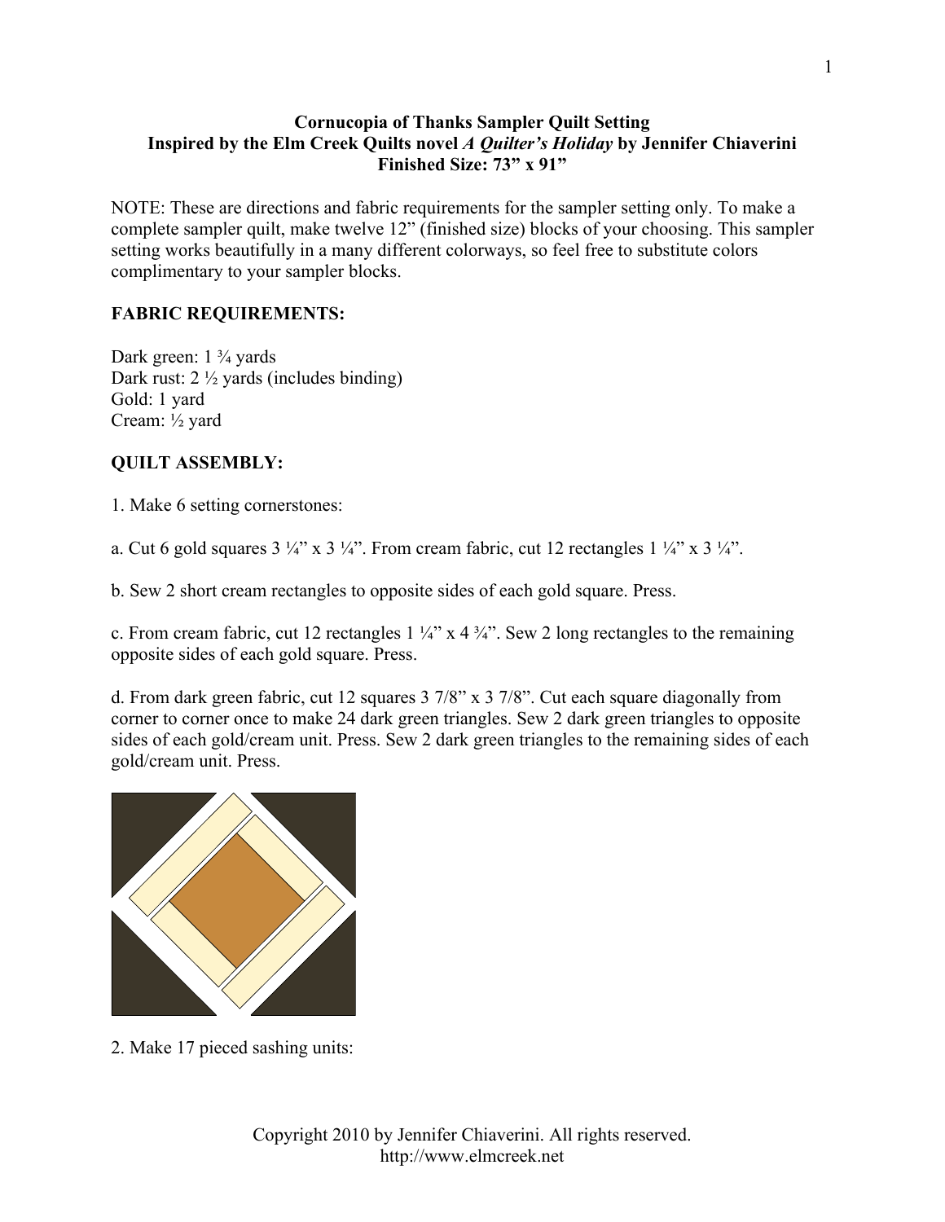# Cornucopia of Thanks Sampler Quilt Setting

## Inspired by the Elm Creek Quilts novel *A Quilter's Holiday* by Jennifer Chiaverini

**Finished Size: 73" x 91"**

NOTE: These are directions and fabric requirements for the sampler setting only. To make a complete sampler quilt, make twelve 12" (finished size) blocks of your choosing. This sampler setting works beautifully in a many different colorways, so feel free to substitute colors complimentary to your sampler blocks.

**FABRIC REQUIREMENTS:**

Dark green: 1 ¾ yards
Dark rust: 2 ½ yards (includes binding)
Gold: 1 yard
Cream: ½ yard

**QUILT ASSEMBLY:**

1. Make 6 setting cornerstones:

a. Cut 6 gold squares 3 ¼" x 3 ¼". From cream fabric, cut 12 rectangles 1 ¼" x 3 ¼".

b. Sew 2 short cream rectangles to opposite sides of each gold square. Press.

c. From cream fabric, cut 12 rectangles 1 ¼" x 4 ¾". Sew 2 long rectangles to the remaining opposite sides of each gold square. Press.

d. From dark green fabric, cut 12 squares 3 7/8" x 3 7/8". Cut each square diagonally from corner to corner once to make 24 dark green triangles. Sew 2 dark green triangles to opposite sides of each gold/cream unit. Press. Sew 2 dark green triangles to the remaining sides of each gold/cream unit. Press.

2. Make 17 pieced sashing units: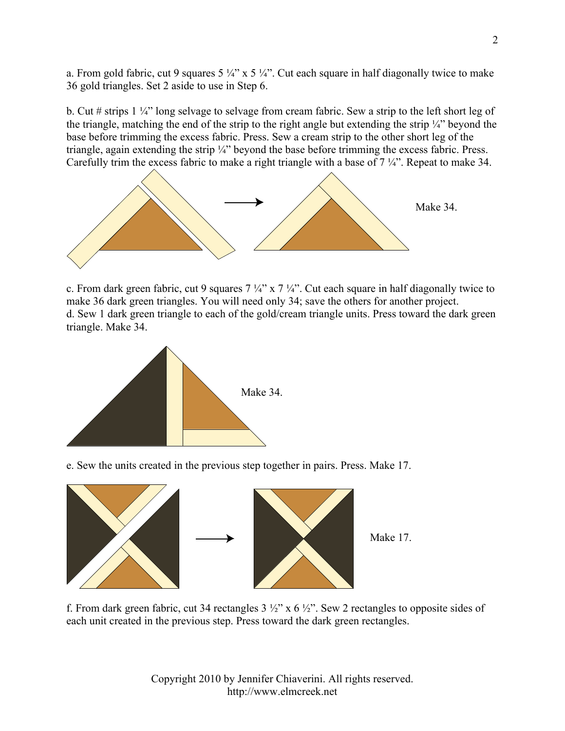a. From gold fabric, cut 9 squares 5 ¼" x 5 ¼". Cut each square in half diagonally twice to make 36 gold triangles. Set 2 aside to use in Step 6.

b. Cut # strips 1 ¼" long selvage to selvage from cream fabric. Sew a strip to the left short leg of the triangle, matching the end of the strip to the right angle but extending the strip ¼" beyond the base before trimming the excess fabric. Press. Sew a cream strip to the other short leg of the triangle, again extending the strip ¼" beyond the base before trimming the excess fabric. Press. Carefully trim the excess fabric to make a right triangle with a base of 7 ¼". Repeat to make 34.

Make 34.

c. From dark green fabric, cut 9 squares 7 ¼" x 7 ¼". Cut each square in half diagonally twice to make 36 dark green triangles. You will need only 34; save the others for another project.

d. Sew 1 dark green triangle to each of the gold/cream triangle units. Press toward the dark green triangle. Make 34.

Make 34.

e. Sew the units created in the previous step together in pairs. Press. Make 17.

Make 17.

f. From dark green fabric, cut 34 rectangles 3 ½" x 6 ½". Sew 2 rectangles to opposite sides of each unit created in the previous step. Press toward the dark green rectangles.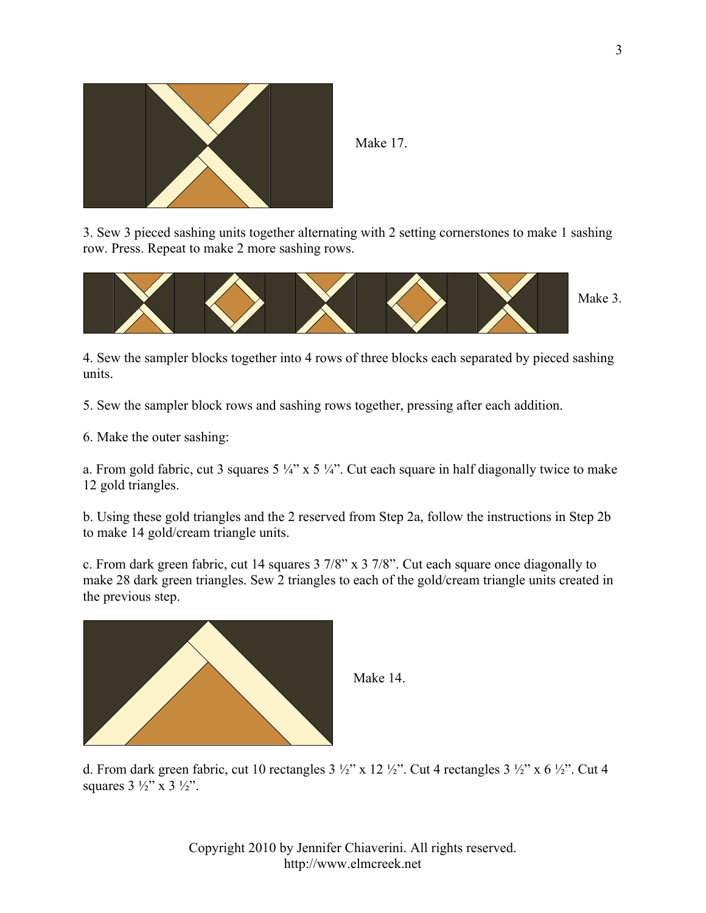Make 17.

3. Sew 3 pieced sashing units together alternating with 2 setting cornerstones to make 1 sashing row. Press. Repeat to make 2 more sashing rows.

Make 3.

4. Sew the sampler blocks together into 4 rows of three blocks each separated by pieced sashing units.

5. Sew the sampler block rows and sashing rows together, pressing after each addition.

6. Make the outer sashing:

a. From gold fabric, cut 3 squares 5 ¼” x 5 ¼”. Cut each square in half diagonally twice to make 12 gold triangles.

b. Using these gold triangles and the 2 reserved from Step 2a, follow the instructions in Step 2b to make 14 gold/cream triangle units.

c. From dark green fabric, cut 14 squares 3 7/8” x 3 7/8”. Cut each square once diagonally to make 28 dark green triangles. Sew 2 triangles to each of the gold/cream triangle units created in the previous step.

Make 14.

d. From dark green fabric, cut 10 rectangles 3 ½” x 12 ½”. Cut 4 rectangles 3 ½” x 6 ½”. Cut 4 squares 3 ½” x 3 ½”.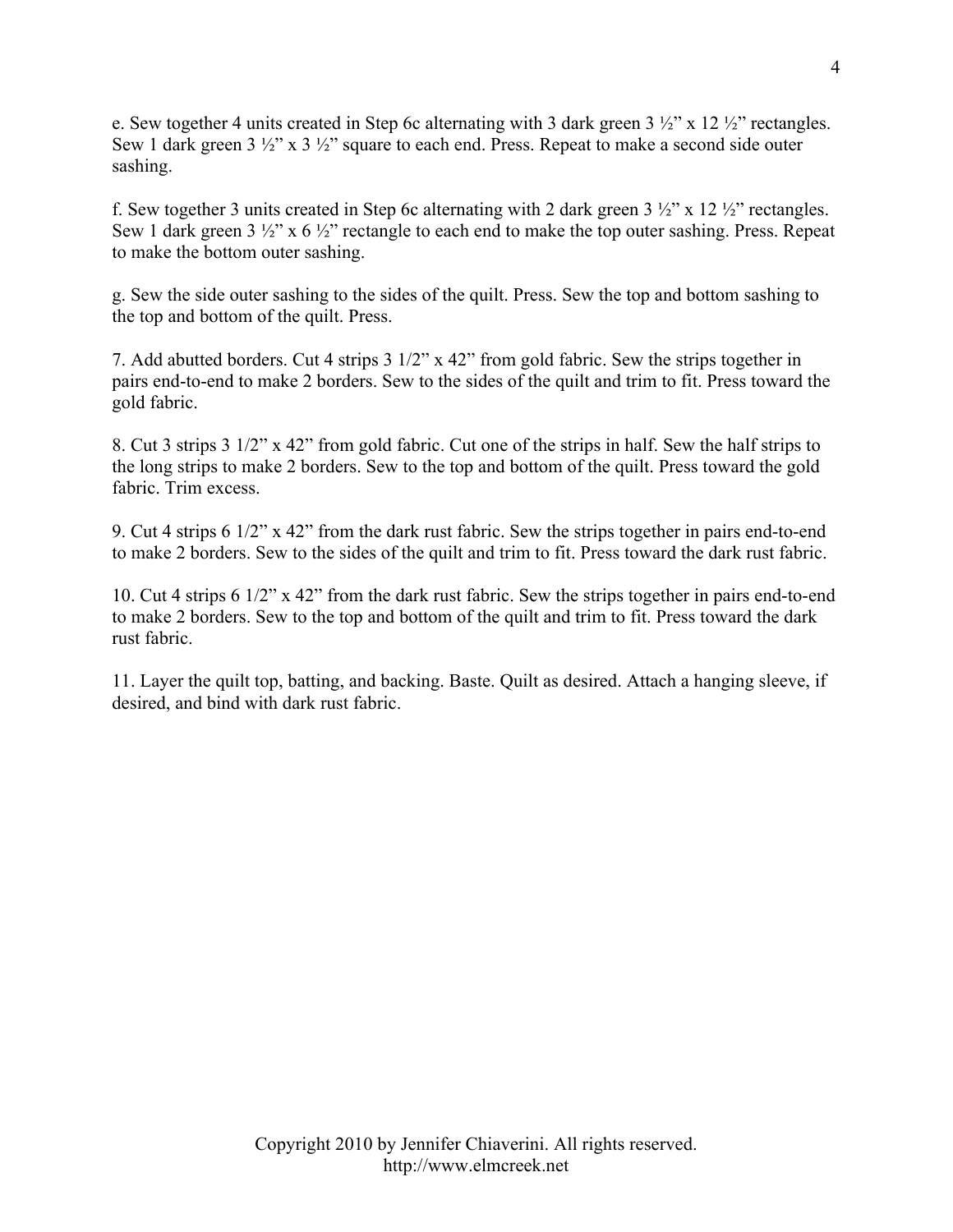e. Sew together 4 units created in Step 6c alternating with 3 dark green 3 ½" x 12 ½" rectangles. Sew 1 dark green 3 ½" x 3 ½" square to each end. Press. Repeat to make a second side outer sashing.

f. Sew together 3 units created in Step 6c alternating with 2 dark green 3 ½" x 12 ½" rectangles. Sew 1 dark green 3 ½" x 6 ½" rectangle to each end to make the top outer sashing. Press. Repeat to make the bottom outer sashing.

g. Sew the side outer sashing to the sides of the quilt. Press. Sew the top and bottom sashing to the top and bottom of the quilt. Press.

7. Add abutted borders. Cut 4 strips 3 1/2" x 42" from gold fabric. Sew the strips together in pairs end-to-end to make 2 borders. Sew to the sides of the quilt and trim to fit. Press toward the gold fabric.

8. Cut 3 strips 3 1/2" x 42" from gold fabric. Cut one of the strips in half. Sew the half strips to the long strips to make 2 borders. Sew to the top and bottom of the quilt. Press toward the gold fabric. Trim excess.

9. Cut 4 strips 6 1/2" x 42" from the dark rust fabric. Sew the strips together in pairs end-to-end to make 2 borders. Sew to the sides of the quilt and trim to fit. Press toward the dark rust fabric.

10. Cut 4 strips 6 1/2" x 42" from the dark rust fabric. Sew the strips together in pairs end-to-end to make 2 borders. Sew to the top and bottom of the quilt and trim to fit. Press toward the dark rust fabric.

11. Layer the quilt top, batting, and backing. Baste. Quilt as desired. Attach a hanging sleeve, if desired, and bind with dark rust fabric.

Copyright 2010 by Jennifer Chiaverini. All rights reserved.
http://www.elmcreek.net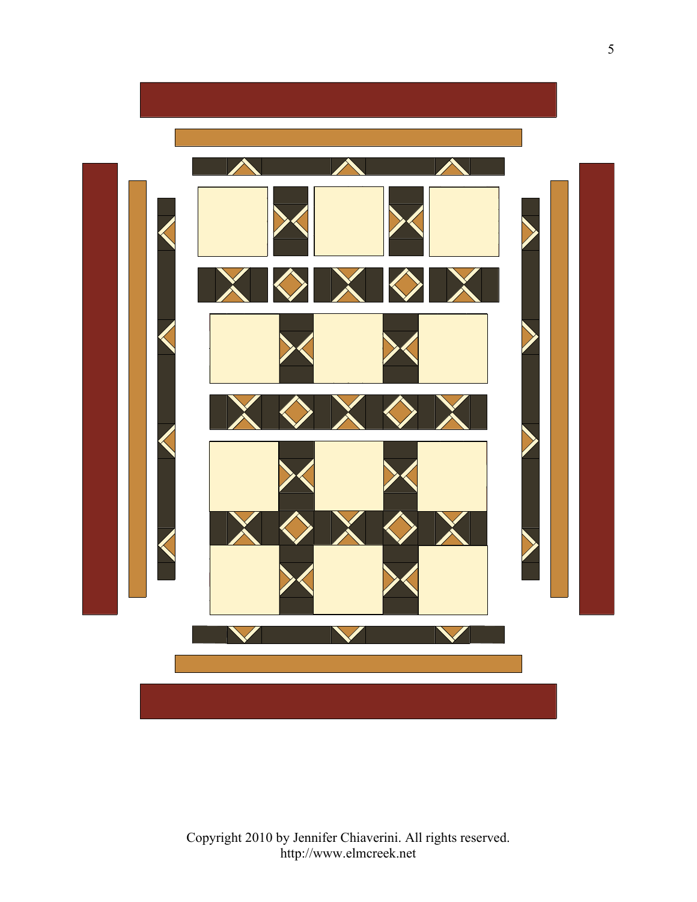Copyright 2010 by Jennifer Chiaverini. All rights reserved.
http://www.elmcreek.net